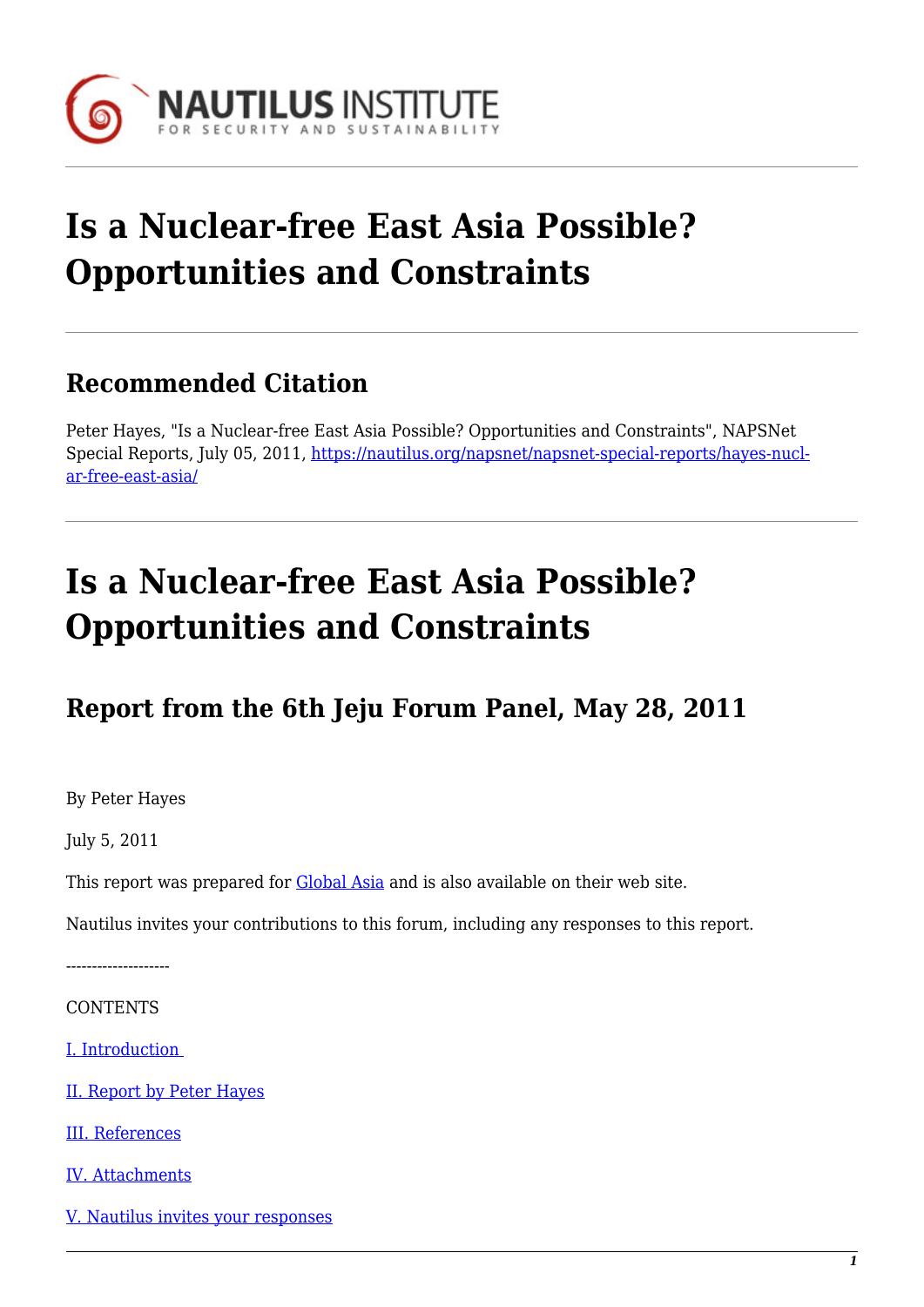# Is a Nuclear-free East Asia Possible? Opportunities and Constraints

## Recommended Citation

Peter Hayes, "Is a Nuclear-free East Asia Possible? Opportunities and Constraints", NAPSNet Special Reports, July 05, 2011, https://nautilus.org/napsnet/napsnet-special-reports/hayes-nuclear-free-east-asia/

# Is a Nuclear-free East Asia Possible? Opportunities and Constraints

## Report from the 6th Jeju Forum Panel, May 28, 2011

By Peter Hayes

July 5, 2011

This report was prepared for Global Asia and is also available on their web site.

Nautilus invites your contributions to this forum, including any responses to this report.

--------------------

CONTENTS

I. Introduction

II. Report by Peter Hayes

III. References

IV. Attachments

V. Nautilus invites your responses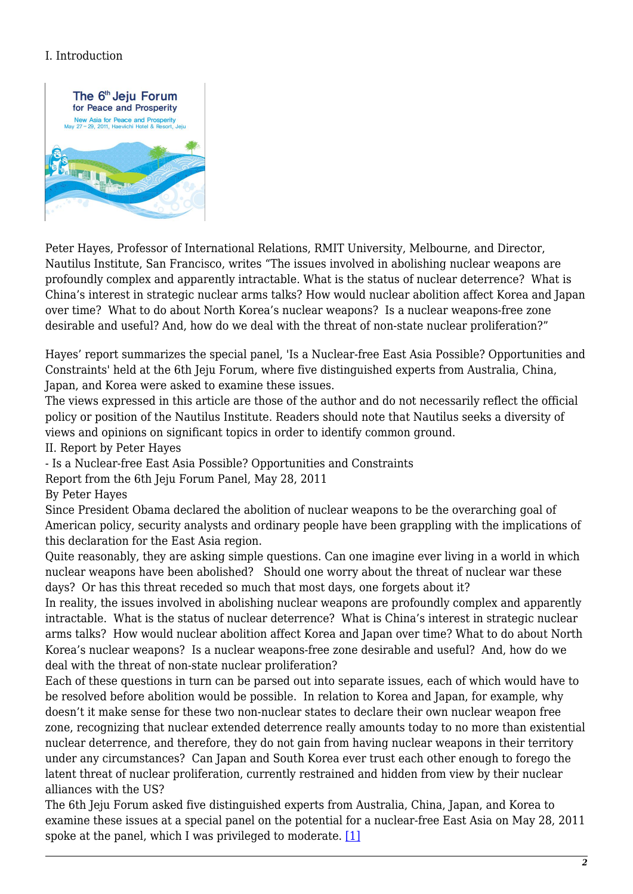I. Introduction

Peter Hayes, Professor of International Relations, RMIT University, Melbourne, and Director, Nautilus Institute, San Francisco, writes "The issues involved in abolishing nuclear weapons are profoundly complex and apparently intractable. What is the status of nuclear deterrence? What is China's interest in strategic nuclear arms talks? How would nuclear abolition affect Korea and Japan over time? What to do about North Korea's nuclear weapons? Is a nuclear weapons-free zone desirable and useful? And, how do we deal with the threat of non-state nuclear proliferation?"

Hayes' report summarizes the special panel, 'Is a Nuclear-free East Asia Possible? Opportunities and Constraints' held at the 6th Jeju Forum, where five distinguished experts from Australia, China, Japan, and Korea were asked to examine these issues.

The views expressed in this article are those of the author and do not necessarily reflect the official policy or position of the Nautilus Institute. Readers should note that Nautilus seeks a diversity of views and opinions on significant topics in order to identify common ground.

II. Report by Peter Hayes

- Is a Nuclear-free East Asia Possible? Opportunities and Constraints

Report from the 6th Jeju Forum Panel, May 28, 2011

By Peter Hayes

Since President Obama declared the abolition of nuclear weapons to be the overarching goal of American policy, security analysts and ordinary people have been grappling with the implications of this declaration for the East Asia region.

Quite reasonably, they are asking simple questions. Can one imagine ever living in a world in which nuclear weapons have been abolished? Should one worry about the threat of nuclear war these days? Or has this threat receded so much that most days, one forgets about it?

In reality, the issues involved in abolishing nuclear weapons are profoundly complex and apparently intractable. What is the status of nuclear deterrence? What is China's interest in strategic nuclear arms talks? How would nuclear abolition affect Korea and Japan over time? What to do about North Korea's nuclear weapons? Is a nuclear weapons-free zone desirable and useful? And, how do we deal with the threat of non-state nuclear proliferation?

Each of these questions in turn can be parsed out into separate issues, each of which would have to be resolved before abolition would be possible. In relation to Korea and Japan, for example, why doesn't it make sense for these two non-nuclear states to declare their own nuclear weapon free zone, recognizing that nuclear extended deterrence really amounts today to no more than existential nuclear deterrence, and therefore, they do not gain from having nuclear weapons in their territory under any circumstances? Can Japan and South Korea ever trust each other enough to forego the latent threat of nuclear proliferation, currently restrained and hidden from view by their nuclear alliances with the US?

The 6th Jeju Forum asked five distinguished experts from Australia, China, Japan, and Korea to examine these issues at a special panel on the potential for a nuclear-free East Asia on May 28, 2011 spoke at the panel, which I was privileged to moderate. [1]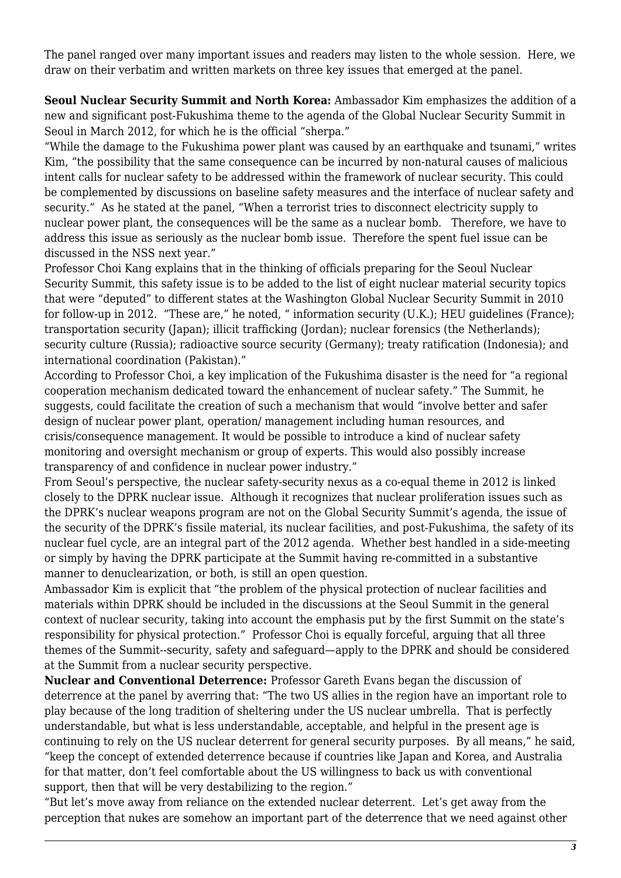The panel ranged over many important issues and readers may listen to the whole session. Here, we draw on their verbatim and written markets on three key issues that emerged at the panel.

**Seoul Nuclear Security Summit and North Korea:** Ambassador Kim emphasizes the addition of a new and significant post-Fukushima theme to the agenda of the Global Nuclear Security Summit in Seoul in March 2012, for which he is the official "sherpa."

"While the damage to the Fukushima power plant was caused by an earthquake and tsunami," writes Kim, "the possibility that the same consequence can be incurred by non-natural causes of malicious intent calls for nuclear safety to be addressed within the framework of nuclear security. This could be complemented by discussions on baseline safety measures and the interface of nuclear safety and security." As he stated at the panel, "When a terrorist tries to disconnect electricity supply to nuclear power plant, the consequences will be the same as a nuclear bomb. Therefore, we have to address this issue as seriously as the nuclear bomb issue. Therefore the spent fuel issue can be discussed in the NSS next year."

Professor Choi Kang explains that in the thinking of officials preparing for the Seoul Nuclear Security Summit, this safety issue is to be added to the list of eight nuclear material security topics that were "deputed" to different states at the Washington Global Nuclear Security Summit in 2010 for follow-up in 2012. "These are," he noted, " information security (U.K.); HEU guidelines (France); transportation security (Japan); illicit trafficking (Jordan); nuclear forensics (the Netherlands); security culture (Russia); radioactive source security (Germany); treaty ratification (Indonesia); and international coordination (Pakistan)."

According to Professor Choi, a key implication of the Fukushima disaster is the need for "a regional cooperation mechanism dedicated toward the enhancement of nuclear safety." The Summit, he suggests, could facilitate the creation of such a mechanism that would "involve better and safer design of nuclear power plant, operation/ management including human resources, and crisis/consequence management. It would be possible to introduce a kind of nuclear safety monitoring and oversight mechanism or group of experts. This would also possibly increase transparency of and confidence in nuclear power industry."

From Seoul's perspective, the nuclear safety-security nexus as a co-equal theme in 2012 is linked closely to the DPRK nuclear issue. Although it recognizes that nuclear proliferation issues such as the DPRK's nuclear weapons program are not on the Global Security Summit's agenda, the issue of the security of the DPRK's fissile material, its nuclear facilities, and post-Fukushima, the safety of its nuclear fuel cycle, are an integral part of the 2012 agenda. Whether best handled in a side-meeting or simply by having the DPRK participate at the Summit having re-committed in a substantive manner to denuclearization, or both, is still an open question.

Ambassador Kim is explicit that "the problem of the physical protection of nuclear facilities and materials within DPRK should be included in the discussions at the Seoul Summit in the general context of nuclear security, taking into account the emphasis put by the first Summit on the state's responsibility for physical protection." Professor Choi is equally forceful, arguing that all three themes of the Summit--security, safety and safeguard—apply to the DPRK and should be considered at the Summit from a nuclear security perspective.

**Nuclear and Conventional Deterrence:** Professor Gareth Evans began the discussion of deterrence at the panel by averring that: "The two US allies in the region have an important role to play because of the long tradition of sheltering under the US nuclear umbrella. That is perfectly understandable, but what is less understandable, acceptable, and helpful in the present age is continuing to rely on the US nuclear deterrent for general security purposes. By all means," he said, "keep the concept of extended deterrence because if countries like Japan and Korea, and Australia for that matter, don't feel comfortable about the US willingness to back us with conventional support, then that will be very destabilizing to the region."

"But let's move away from reliance on the extended nuclear deterrent. Let's get away from the perception that nukes are somehow an important part of the deterrence that we need against other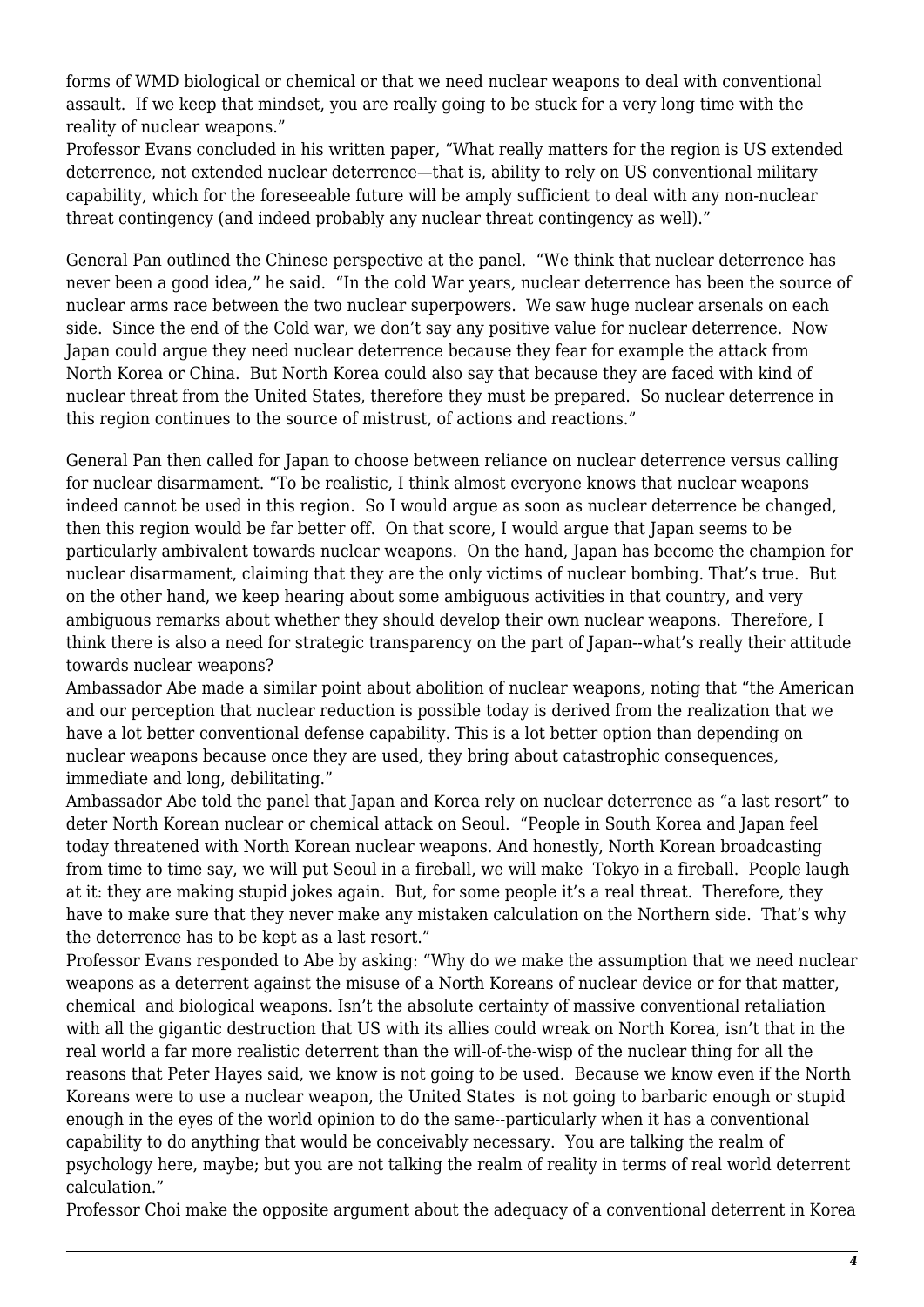forms of WMD biological or chemical or that we need nuclear weapons to deal with conventional assault. If we keep that mindset, you are really going to be stuck for a very long time with the reality of nuclear weapons."

Professor Evans concluded in his written paper, "What really matters for the region is US extended deterrence, not extended nuclear deterrence—that is, ability to rely on US conventional military capability, which for the foreseeable future will be amply sufficient to deal with any non-nuclear threat contingency (and indeed probably any nuclear threat contingency as well)."

General Pan outlined the Chinese perspective at the panel. "We think that nuclear deterrence has never been a good idea," he said. "In the cold War years, nuclear deterrence has been the source of nuclear arms race between the two nuclear superpowers. We saw huge nuclear arsenals on each side. Since the end of the Cold war, we don't say any positive value for nuclear deterrence. Now Japan could argue they need nuclear deterrence because they fear for example the attack from North Korea or China. But North Korea could also say that because they are faced with kind of nuclear threat from the United States, therefore they must be prepared. So nuclear deterrence in this region continues to the source of mistrust, of actions and reactions."

General Pan then called for Japan to choose between reliance on nuclear deterrence versus calling for nuclear disarmament. "To be realistic, I think almost everyone knows that nuclear weapons indeed cannot be used in this region. So I would argue as soon as nuclear deterrence be changed, then this region would be far better off. On that score, I would argue that Japan seems to be particularly ambivalent towards nuclear weapons. On the hand, Japan has become the champion for nuclear disarmament, claiming that they are the only victims of nuclear bombing. That's true. But on the other hand, we keep hearing about some ambiguous activities in that country, and very ambiguous remarks about whether they should develop their own nuclear weapons. Therefore, I think there is also a need for strategic transparency on the part of Japan--what's really their attitude towards nuclear weapons?

Ambassador Abe made a similar point about abolition of nuclear weapons, noting that "the American and our perception that nuclear reduction is possible today is derived from the realization that we have a lot better conventional defense capability. This is a lot better option than depending on nuclear weapons because once they are used, they bring about catastrophic consequences, immediate and long, debilitating."

Ambassador Abe told the panel that Japan and Korea rely on nuclear deterrence as "a last resort" to deter North Korean nuclear or chemical attack on Seoul. "People in South Korea and Japan feel today threatened with North Korean nuclear weapons. And honestly, North Korean broadcasting from time to time say, we will put Seoul in a fireball, we will make Tokyo in a fireball. People laugh at it: they are making stupid jokes again. But, for some people it's a real threat. Therefore, they have to make sure that they never make any mistaken calculation on the Northern side. That's why the deterrence has to be kept as a last resort."

Professor Evans responded to Abe by asking: "Why do we make the assumption that we need nuclear weapons as a deterrent against the misuse of a North Koreans of nuclear device or for that matter, chemical and biological weapons. Isn't the absolute certainty of massive conventional retaliation with all the gigantic destruction that US with its allies could wreak on North Korea, isn't that in the real world a far more realistic deterrent than the will-of-the-wisp of the nuclear thing for all the reasons that Peter Hayes said, we know is not going to be used. Because we know even if the North Koreans were to use a nuclear weapon, the United States is not going to barbaric enough or stupid enough in the eyes of the world opinion to do the same--particularly when it has a conventional capability to do anything that would be conceivably necessary. You are talking the realm of psychology here, maybe; but you are not talking the realm of reality in terms of real world deterrent calculation."

Professor Choi make the opposite argument about the adequacy of a conventional deterrent in Korea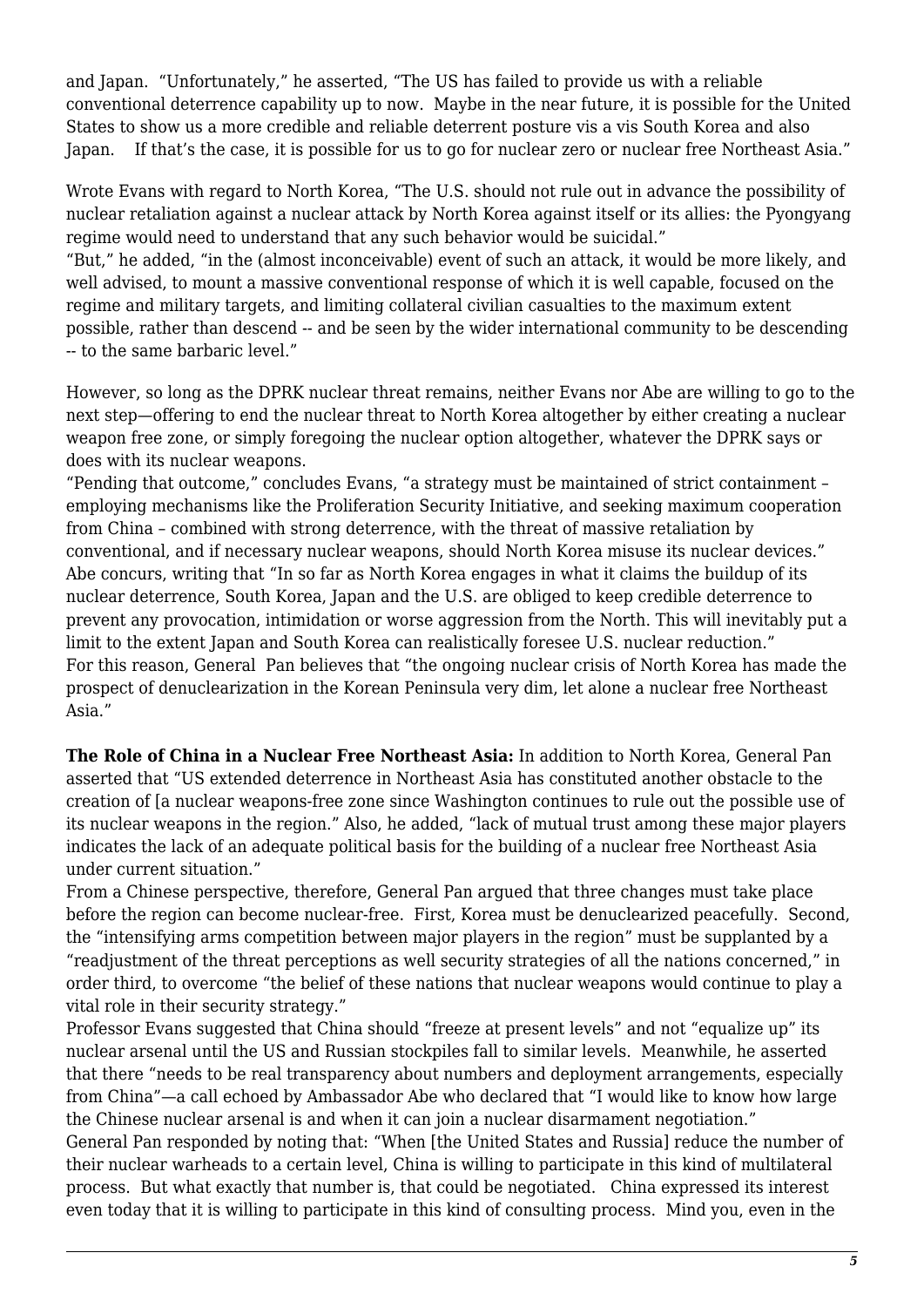and Japan. “Unfortunately,” he asserted, “The US has failed to provide us with a reliable conventional deterrence capability up to now. Maybe in the near future, it is possible for the United States to show us a more credible and reliable deterrent posture vis a vis South Korea and also Japan. If that’s the case, it is possible for us to go for nuclear zero or nuclear free Northeast Asia.”

Wrote Evans with regard to North Korea, “The U.S. should not rule out in advance the possibility of nuclear retaliation against a nuclear attack by North Korea against itself or its allies: the Pyongyang regime would need to understand that any such behavior would be suicidal.”

“But,” he added, “in the (almost inconceivable) event of such an attack, it would be more likely, and well advised, to mount a massive conventional response of which it is well capable, focused on the regime and military targets, and limiting collateral civilian casualties to the maximum extent possible, rather than descend -- and be seen by the wider international community to be descending -- to the same barbaric level.”

However, so long as the DPRK nuclear threat remains, neither Evans nor Abe are willing to go to the next step—offering to end the nuclear threat to North Korea altogether by either creating a nuclear weapon free zone, or simply foregoing the nuclear option altogether, whatever the DPRK says or does with its nuclear weapons.

“Pending that outcome,” concludes Evans, “a strategy must be maintained of strict containment – employing mechanisms like the Proliferation Security Initiative, and seeking maximum cooperation from China – combined with strong deterrence, with the threat of massive retaliation by conventional, and if necessary nuclear weapons, should North Korea misuse its nuclear devices.”

Abe concurs, writing that “In so far as North Korea engages in what it claims the buildup of its nuclear deterrence, South Korea, Japan and the U.S. are obliged to keep credible deterrence to prevent any provocation, intimidation or worse aggression from the North. This will inevitably put a limit to the extent Japan and South Korea can realistically foresee U.S. nuclear reduction.”

For this reason, General Pan believes that “the ongoing nuclear crisis of North Korea has made the prospect of denuclearization in the Korean Peninsula very dim, let alone a nuclear free Northeast Asia.”

**The Role of China in a Nuclear Free Northeast Asia:** In addition to North Korea, General Pan asserted that “US extended deterrence in Northeast Asia has constituted another obstacle to the creation of [a nuclear weapons-free zone since Washington continues to rule out the possible use of its nuclear weapons in the region.” Also, he added, “lack of mutual trust among these major players indicates the lack of an adequate political basis for the building of a nuclear free Northeast Asia under current situation.”

From a Chinese perspective, therefore, General Pan argued that three changes must take place before the region can become nuclear-free. First, Korea must be denuclearized peacefully. Second, the “intensifying arms competition between major players in the region” must be supplanted by a “readjustment of the threat perceptions as well security strategies of all the nations concerned,” in order third, to overcome “the belief of these nations that nuclear weapons would continue to play a vital role in their security strategy.”

Professor Evans suggested that China should “freeze at present levels” and not “equalize up” its nuclear arsenal until the US and Russian stockpiles fall to similar levels. Meanwhile, he asserted that there “needs to be real transparency about numbers and deployment arrangements, especially from China”—a call echoed by Ambassador Abe who declared that “I would like to know how large the Chinese nuclear arsenal is and when it can join a nuclear disarmament negotiation.”

General Pan responded by noting that: “When [the United States and Russia] reduce the number of their nuclear warheads to a certain level, China is willing to participate in this kind of multilateral process. But what exactly that number is, that could be negotiated. China expressed its interest even today that it is willing to participate in this kind of consulting process. Mind you, even in the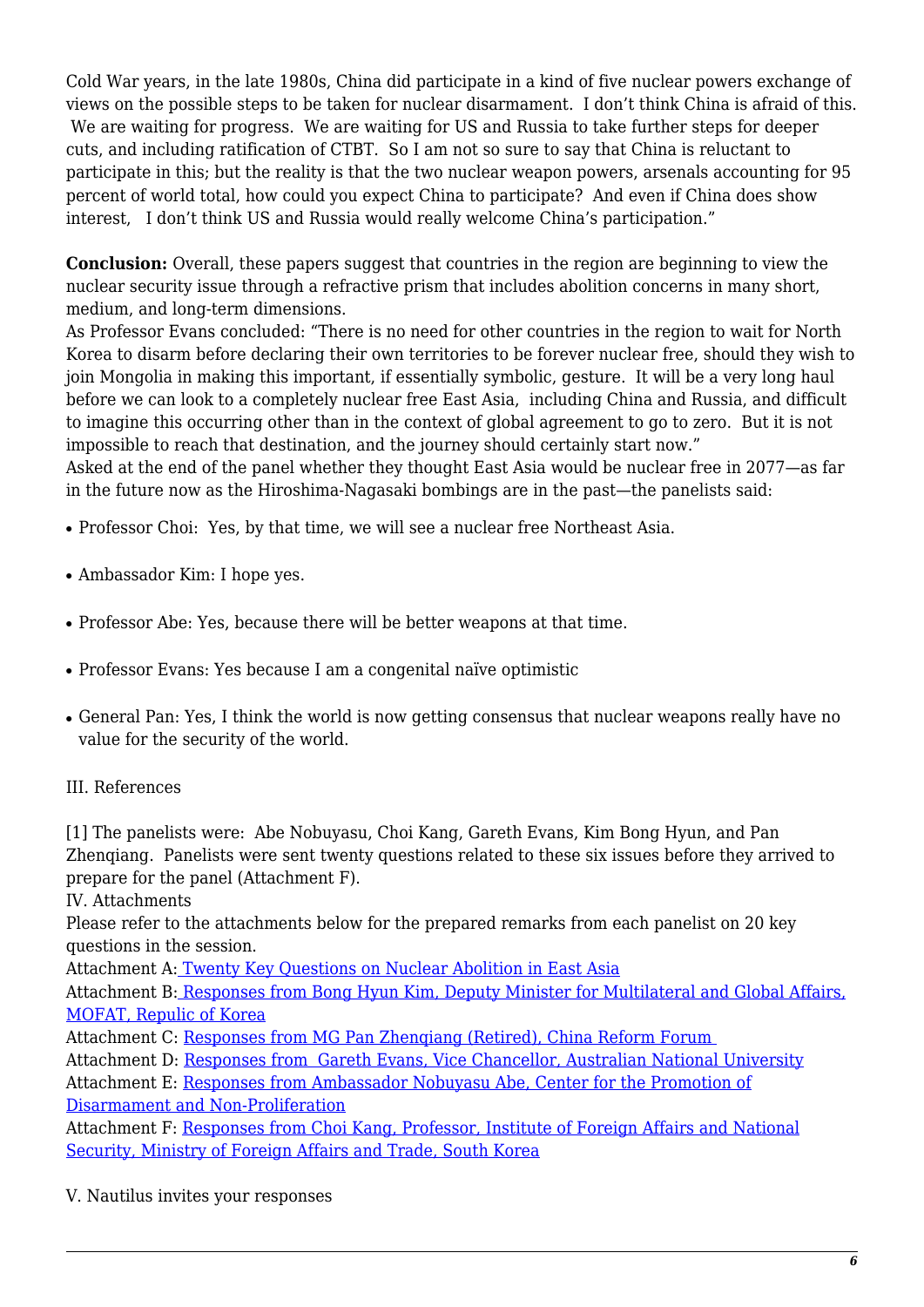Cold War years, in the late 1980s, China did participate in a kind of five nuclear powers exchange of views on the possible steps to be taken for nuclear disarmament. I don't think China is afraid of this. We are waiting for progress. We are waiting for US and Russia to take further steps for deeper cuts, and including ratification of CTBT. So I am not so sure to say that China is reluctant to participate in this; but the reality is that the two nuclear weapon powers, arsenals accounting for 95 percent of world total, how could you expect China to participate? And even if China does show interest, I don't think US and Russia would really welcome China's participation."

**Conclusion:** Overall, these papers suggest that countries in the region are beginning to view the nuclear security issue through a refractive prism that includes abolition concerns in many short, medium, and long-term dimensions.

As Professor Evans concluded: "There is no need for other countries in the region to wait for North Korea to disarm before declaring their own territories to be forever nuclear free, should they wish to join Mongolia in making this important, if essentially symbolic, gesture. It will be a very long haul before we can look to a completely nuclear free East Asia, including China and Russia, and difficult to imagine this occurring other than in the context of global agreement to go to zero. But it is not impossible to reach that destination, and the journey should certainly start now."

Asked at the end of the panel whether they thought East Asia would be nuclear free in 2077—as far in the future now as the Hiroshima-Nagasaki bombings are in the past—the panelists said:

- Professor Choi: Yes, by that time, we will see a nuclear free Northeast Asia.
- Ambassador Kim: I hope yes.
- Professor Abe: Yes, because there will be better weapons at that time.
- Professor Evans: Yes because I am a congenital naïve optimistic
- General Pan: Yes, I think the world is now getting consensus that nuclear weapons really have no value for the security of the world.

III. References

[1] The panelists were: Abe Nobuyasu, Choi Kang, Gareth Evans, Kim Bong Hyun, and Pan Zhenqiang. Panelists were sent twenty questions related to these six issues before they arrived to prepare for the panel (Attachment F).

IV. Attachments

Please refer to the attachments below for the prepared remarks from each panelist on 20 key questions in the session.

Attachment A: Twenty Key Questions on Nuclear Abolition in East Asia

Attachment B: Responses from Bong Hyun Kim, Deputy Minister for Multilateral and Global Affairs, MOFAT, Repulic of Korea

Attachment C: Responses from MG Pan Zhenqiang (Retired), China Reform Forum

Attachment D: Responses from Gareth Evans, Vice Chancellor, Australian National University

Attachment E: Responses from Ambassador Nobuyasu Abe, Center for the Promotion of Disarmament and Non-Proliferation

Attachment F: Responses from Choi Kang, Professor, Institute of Foreign Affairs and National Security, Ministry of Foreign Affairs and Trade, South Korea

V. Nautilus invites your responses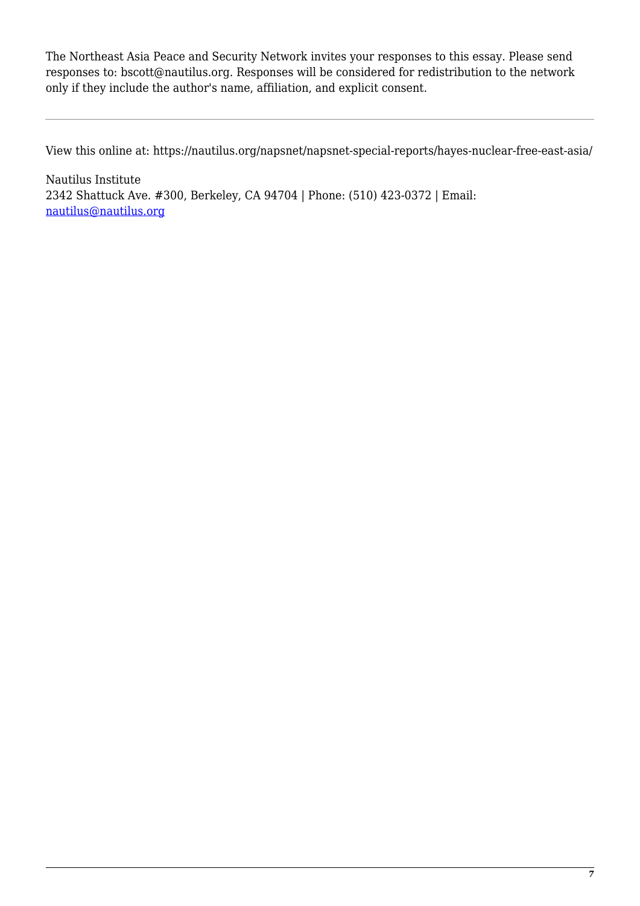The Northeast Asia Peace and Security Network invites your responses to this essay. Please send responses to: bscott@nautilus.org. Responses will be considered for redistribution to the network only if they include the author's name, affiliation, and explicit consent.

---

View this online at: https://nautilus.org/napsnet/napsnet-special-reports/hayes-nuclear-free-east-asia/

Nautilus Institute
2342 Shattuck Ave. #300, Berkeley, CA 94704 | Phone: (510) 423-0372 | Email: nautilus@nautilus.org